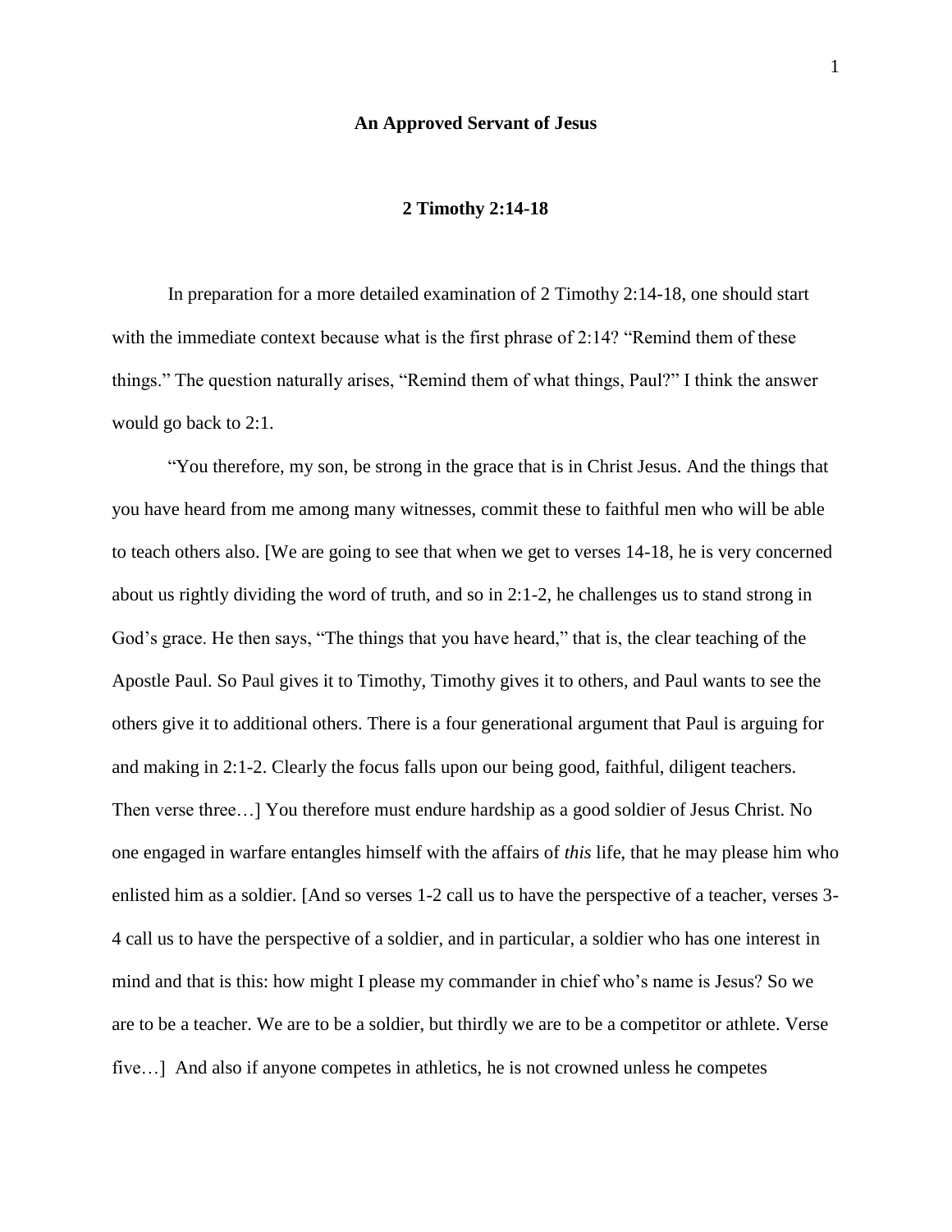# An Approved Servant of Jesus

## 2 Timothy 2:14-18

In preparation for a more detailed examination of 2 Timothy 2:14-18, one should start with the immediate context because what is the first phrase of 2:14? "Remind them of these things." The question naturally arises, "Remind them of what things, Paul?" I think the answer would go back to 2:1.

"You therefore, my son, be strong in the grace that is in Christ Jesus. And the things that you have heard from me among many witnesses, commit these to faithful men who will be able to teach others also. [We are going to see that when we get to verses 14-18, he is very concerned about us rightly dividing the word of truth, and so in 2:1-2, he challenges us to stand strong in God's grace. He then says, "The things that you have heard," that is, the clear teaching of the Apostle Paul. So Paul gives it to Timothy, Timothy gives it to others, and Paul wants to see the others give it to additional others. There is a four generational argument that Paul is arguing for and making in 2:1-2. Clearly the focus falls upon our being good, faithful, diligent teachers. Then verse three…] You therefore must endure hardship as a good soldier of Jesus Christ. No one engaged in warfare entangles himself with the affairs of *this* life, that he may please him who enlisted him as a soldier. [And so verses 1-2 call us to have the perspective of a teacher, verses 3-4 call us to have the perspective of a soldier, and in particular, a soldier who has one interest in mind and that is this: how might I please my commander in chief who's name is Jesus? So we are to be a teacher. We are to be a soldier, but thirdly we are to be a competitor or athlete. Verse five…] And also if anyone competes in athletics, he is not crowned unless he competes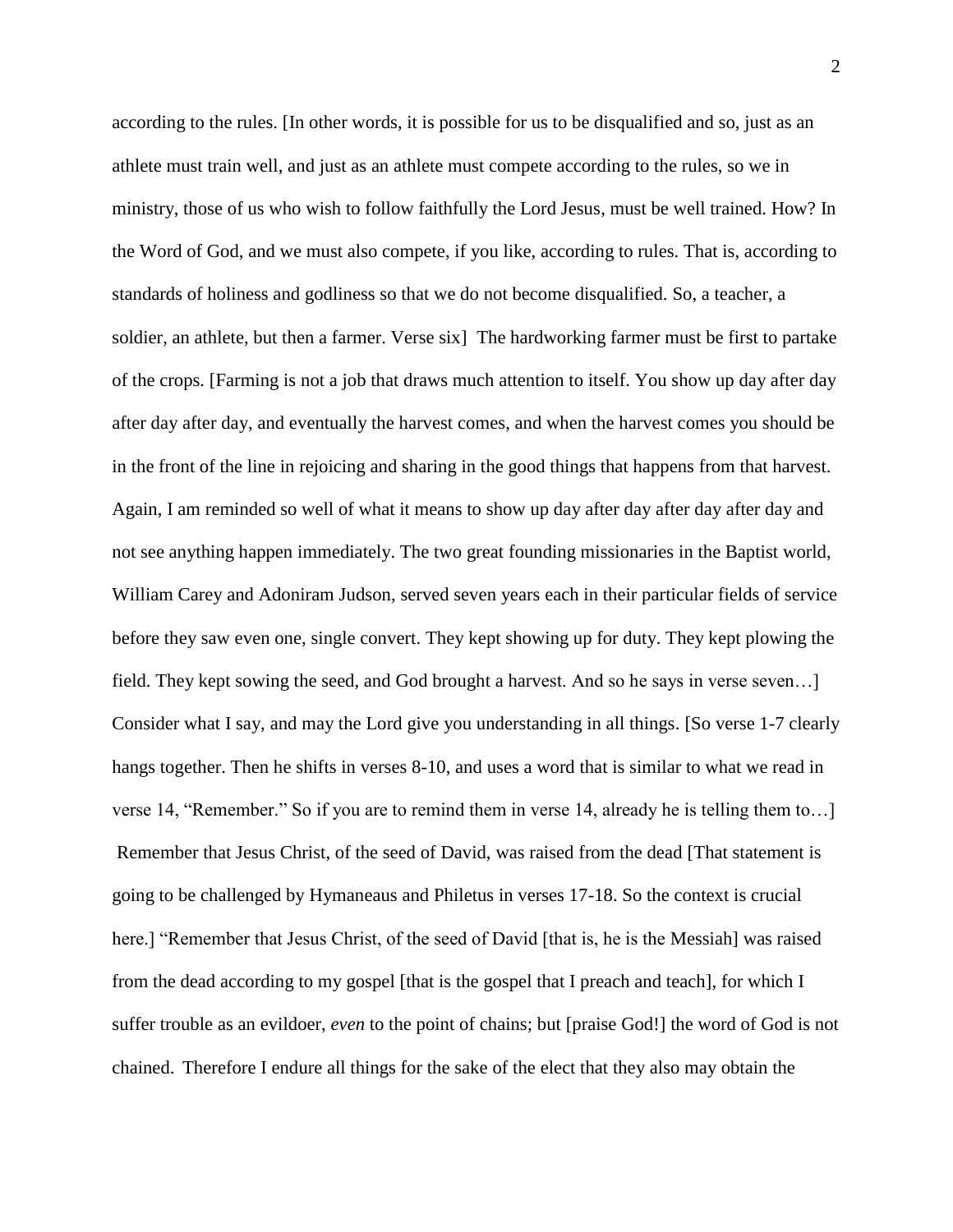according to the rules. [In other words, it is possible for us to be disqualified and so, just as an athlete must train well, and just as an athlete must compete according to the rules, so we in ministry, those of us who wish to follow faithfully the Lord Jesus, must be well trained. How? In the Word of God, and we must also compete, if you like, according to rules. That is, according to standards of holiness and godliness so that we do not become disqualified. So, a teacher, a soldier, an athlete, but then a farmer. Verse six] The hardworking farmer must be first to partake of the crops. [Farming is not a job that draws much attention to itself. You show up day after day after day after day, and eventually the harvest comes, and when the harvest comes you should be in the front of the line in rejoicing and sharing in the good things that happens from that harvest. Again, I am reminded so well of what it means to show up day after day after day after day and not see anything happen immediately. The two great founding missionaries in the Baptist world, William Carey and Adoniram Judson, served seven years each in their particular fields of service before they saw even one, single convert. They kept showing up for duty. They kept plowing the field. They kept sowing the seed, and God brought a harvest. And so he says in verse seven…] Consider what I say, and may the Lord give you understanding in all things. [So verse 1-7 clearly hangs together. Then he shifts in verses 8-10, and uses a word that is similar to what we read in verse 14, "Remember." So if you are to remind them in verse 14, already he is telling them to…] Remember that Jesus Christ, of the seed of David, was raised from the dead [That statement is going to be challenged by Hymaneaus and Philetus in verses 17-18. So the context is crucial here.] "Remember that Jesus Christ, of the seed of David [that is, he is the Messiah] was raised from the dead according to my gospel [that is the gospel that I preach and teach], for which I suffer trouble as an evildoer, *even* to the point of chains; but [praise God!] the word of God is not chained. Therefore I endure all things for the sake of the elect that they also may obtain the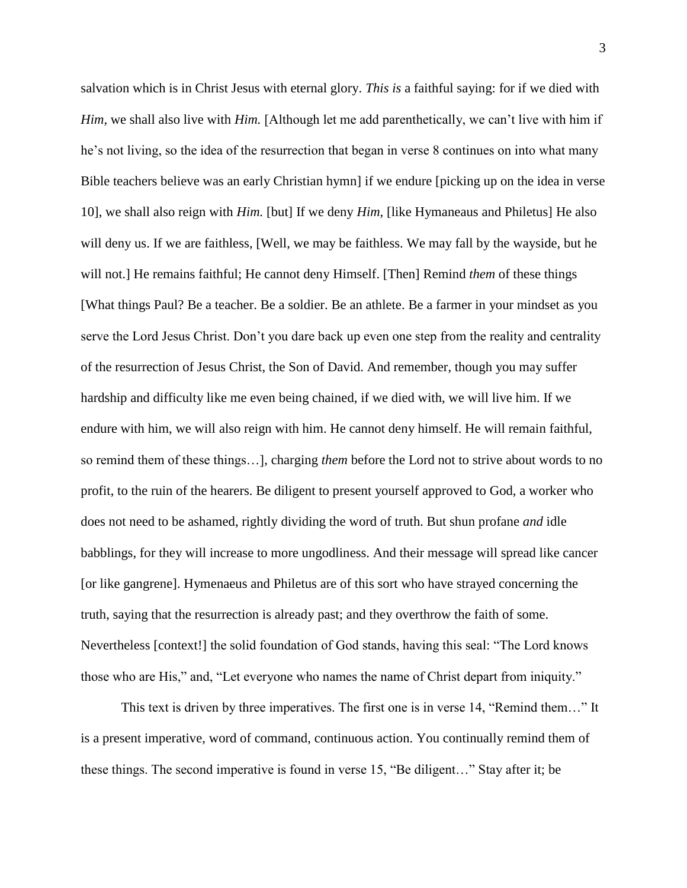salvation which is in Christ Jesus with eternal glory. *This is* a faithful saying: for if we died with *Him*, we shall also live with *Him.* [Although let me add parenthetically, we can't live with him if he's not living, so the idea of the resurrection that began in verse 8 continues on into what many Bible teachers believe was an early Christian hymn] if we endure [picking up on the idea in verse 10], we shall also reign with *Him.* [but] If we deny *Him,* [like Hymaneaus and Philetus] He also will deny us. If we are faithless, [Well, we may be faithless. We may fall by the wayside, but he will not.] He remains faithful; He cannot deny Himself. [Then] Remind *them* of these things [What things Paul? Be a teacher. Be a soldier. Be an athlete. Be a farmer in your mindset as you serve the Lord Jesus Christ. Don't you dare back up even one step from the reality and centrality of the resurrection of Jesus Christ, the Son of David. And remember, though you may suffer hardship and difficulty like me even being chained, if we died with, we will live him. If we endure with him, we will also reign with him. He cannot deny himself. He will remain faithful, so remind them of these things…], charging *them* before the Lord not to strive about words to no profit, to the ruin of the hearers. Be diligent to present yourself approved to God, a worker who does not need to be ashamed, rightly dividing the word of truth. But shun profane *and* idle babblings, for they will increase to more ungodliness. And their message will spread like cancer [or like gangrene]. Hymenaeus and Philetus are of this sort who have strayed concerning the truth, saying that the resurrection is already past; and they overthrow the faith of some. Nevertheless [context!] the solid foundation of God stands, having this seal: "The Lord knows those who are His," and, "Let everyone who names the name of Christ depart from iniquity."

This text is driven by three imperatives. The first one is in verse 14, "Remind them…" It is a present imperative, word of command, continuous action. You continually remind them of these things. The second imperative is found in verse 15, "Be diligent…" Stay after it; be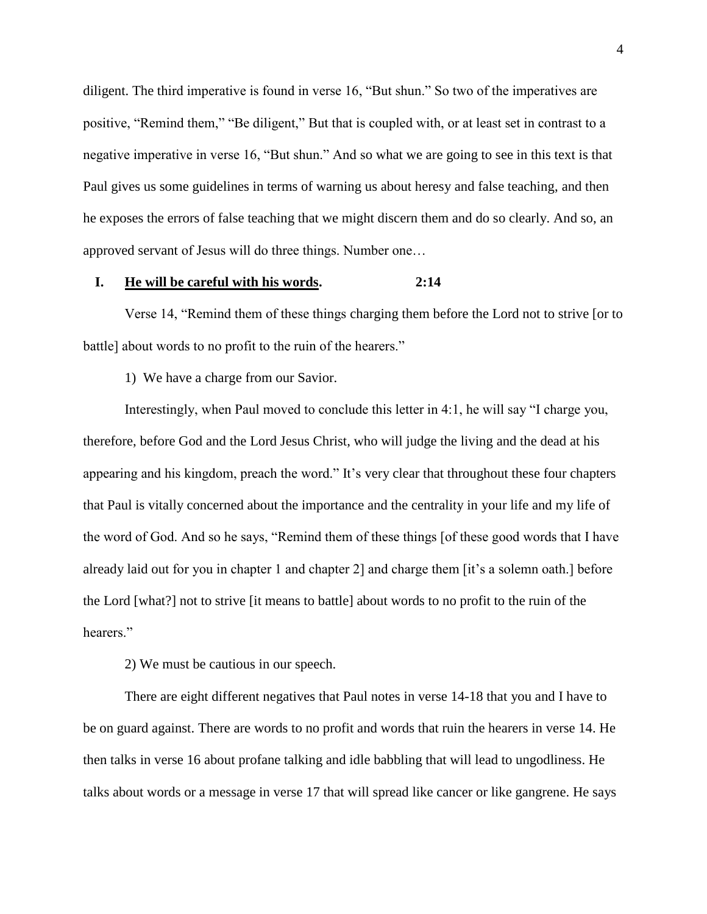diligent. The third imperative is found in verse 16, "But shun." So two of the imperatives are positive, "Remind them," "Be diligent," But that is coupled with, or at least set in contrast to a negative imperative in verse 16, "But shun." And so what we are going to see in this text is that Paul gives us some guidelines in terms of warning us about heresy and false teaching, and then he exposes the errors of false teaching that we might discern them and do so clearly. And so, an approved servant of Jesus will do three things. Number one…

**I. <u>He will be careful with his words</u>. 2:14**

Verse 14, "Remind them of these things charging them before the Lord not to strive [or to battle] about words to no profit to the ruin of the hearers."

1) We have a charge from our Savior.

Interestingly, when Paul moved to conclude this letter in 4:1, he will say "I charge you, therefore, before God and the Lord Jesus Christ, who will judge the living and the dead at his appearing and his kingdom, preach the word." It's very clear that throughout these four chapters that Paul is vitally concerned about the importance and the centrality in your life and my life of the word of God. And so he says, "Remind them of these things [of these good words that I have already laid out for you in chapter 1 and chapter 2] and charge them [it's a solemn oath.] before the Lord [what?] not to strive [it means to battle] about words to no profit to the ruin of the hearers."

2) We must be cautious in our speech.

There are eight different negatives that Paul notes in verse 14-18 that you and I have to be on guard against. There are words to no profit and words that ruin the hearers in verse 14. He then talks in verse 16 about profane talking and idle babbling that will lead to ungodliness. He talks about words or a message in verse 17 that will spread like cancer or like gangrene. He says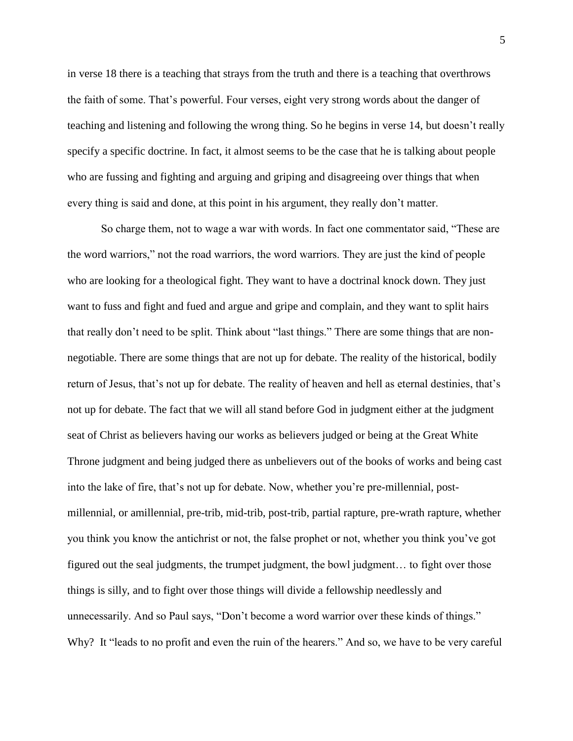in verse 18 there is a teaching that strays from the truth and there is a teaching that overthrows the faith of some. That's powerful. Four verses, eight very strong words about the danger of teaching and listening and following the wrong thing. So he begins in verse 14, but doesn't really specify a specific doctrine. In fact, it almost seems to be the case that he is talking about people who are fussing and fighting and arguing and griping and disagreeing over things that when every thing is said and done, at this point in his argument, they really don't matter.

So charge them, not to wage a war with words. In fact one commentator said, "These are the word warriors," not the road warriors, the word warriors. They are just the kind of people who are looking for a theological fight. They want to have a doctrinal knock down. They just want to fuss and fight and fued and argue and gripe and complain, and they want to split hairs that really don't need to be split. Think about "last things." There are some things that are non-negotiable. There are some things that are not up for debate. The reality of the historical, bodily return of Jesus, that's not up for debate. The reality of heaven and hell as eternal destinies, that's not up for debate. The fact that we will all stand before God in judgment either at the judgment seat of Christ as believers having our works as believers judged or being at the Great White Throne judgment and being judged there as unbelievers out of the books of works and being cast into the lake of fire, that's not up for debate. Now, whether you're pre-millennial, post-millennial, or amillennial, pre-trib, mid-trib, post-trib, partial rapture, pre-wrath rapture, whether you think you know the antichrist or not, the false prophet or not, whether you think you've got figured out the seal judgments, the trumpet judgment, the bowl judgment… to fight over those things is silly, and to fight over those things will divide a fellowship needlessly and unnecessarily. And so Paul says, "Don't become a word warrior over these kinds of things." Why? It "leads to no profit and even the ruin of the hearers." And so, we have to be very careful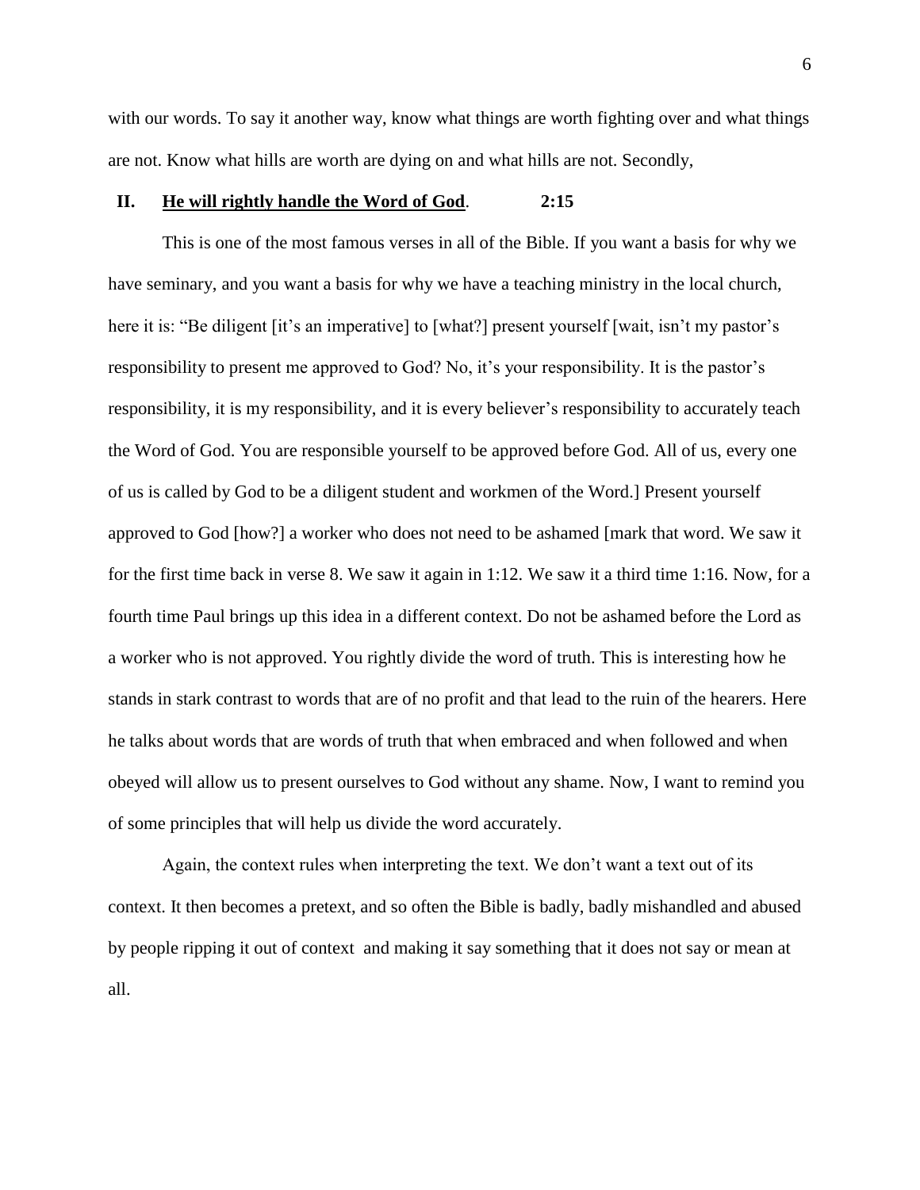with our words. To say it another way, know what things are worth fighting over and what things are not. Know what hills are worth are dying on and what hills are not. Secondly,

## II. **<u>He will rightly handle the Word of God</u>**. 2:15

This is one of the most famous verses in all of the Bible. If you want a basis for why we have seminary, and you want a basis for why we have a teaching ministry in the local church, here it is: "Be diligent [it's an imperative] to [what?] present yourself [wait, isn't my pastor's responsibility to present me approved to God? No, it's your responsibility. It is the pastor's responsibility, it is my responsibility, and it is every believer's responsibility to accurately teach the Word of God. You are responsible yourself to be approved before God. All of us, every one of us is called by God to be a diligent student and workmen of the Word.] Present yourself approved to God [how?] a worker who does not need to be ashamed [mark that word. We saw it for the first time back in verse 8. We saw it again in 1:12. We saw it a third time 1:16. Now, for a fourth time Paul brings up this idea in a different context. Do not be ashamed before the Lord as a worker who is not approved. You rightly divide the word of truth. This is interesting how he stands in stark contrast to words that are of no profit and that lead to the ruin of the hearers. Here he talks about words that are words of truth that when embraced and when followed and when obeyed will allow us to present ourselves to God without any shame. Now, I want to remind you of some principles that will help us divide the word accurately.

Again, the context rules when interpreting the text. We don't want a text out of its context. It then becomes a pretext, and so often the Bible is badly, badly mishandled and abused by people ripping it out of context and making it say something that it does not say or mean at all.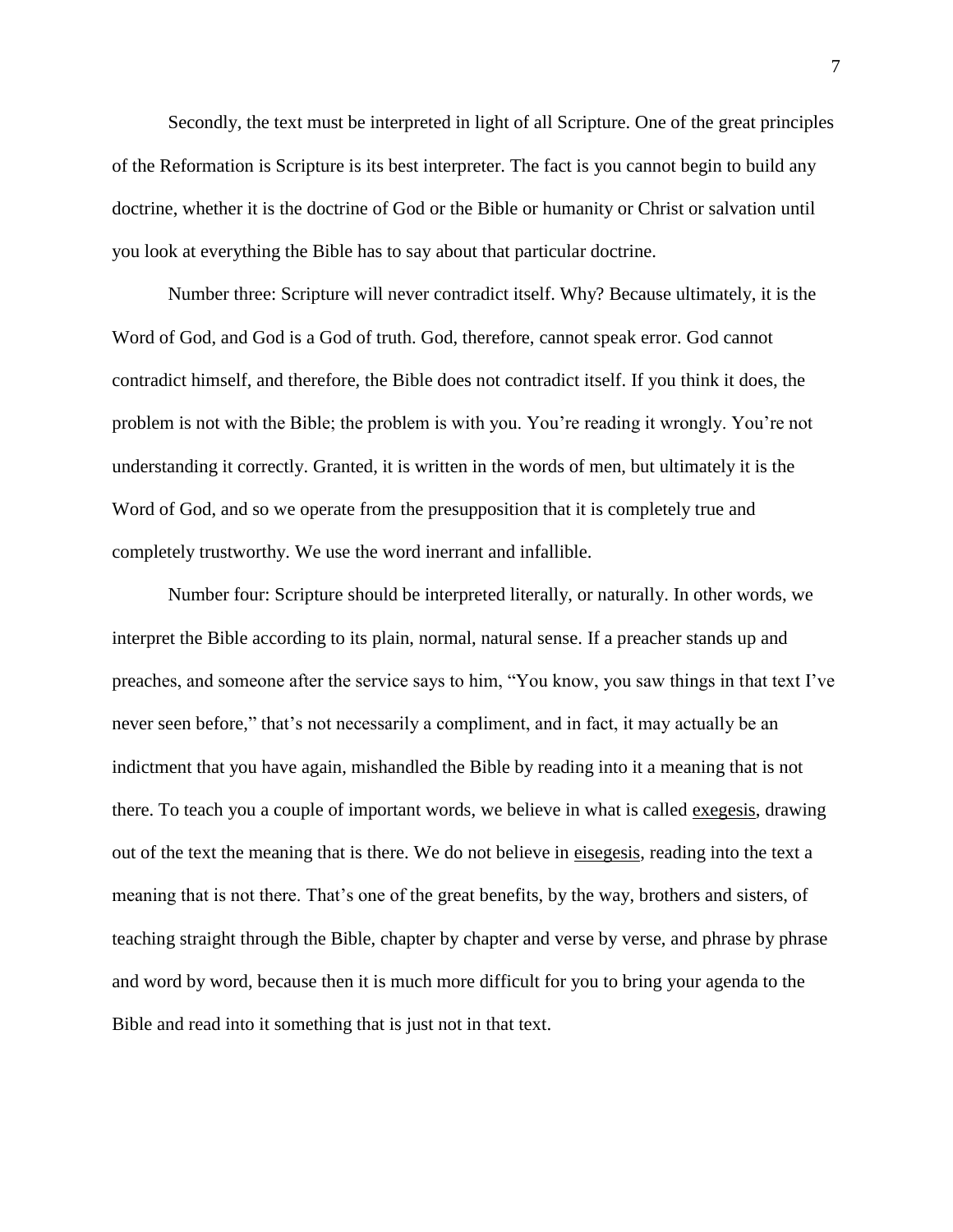Secondly, the text must be interpreted in light of all Scripture. One of the great principles of the Reformation is Scripture is its best interpreter. The fact is you cannot begin to build any doctrine, whether it is the doctrine of God or the Bible or humanity or Christ or salvation until you look at everything the Bible has to say about that particular doctrine.

Number three: Scripture will never contradict itself. Why? Because ultimately, it is the Word of God, and God is a God of truth. God, therefore, cannot speak error. God cannot contradict himself, and therefore, the Bible does not contradict itself. If you think it does, the problem is not with the Bible; the problem is with you. You're reading it wrongly. You're not understanding it correctly. Granted, it is written in the words of men, but ultimately it is the Word of God, and so we operate from the presupposition that it is completely true and completely trustworthy. We use the word inerrant and infallible.

Number four: Scripture should be interpreted literally, or naturally. In other words, we interpret the Bible according to its plain, normal, natural sense. If a preacher stands up and preaches, and someone after the service says to him, "You know, you saw things in that text I've never seen before," that's not necessarily a compliment, and in fact, it may actually be an indictment that you have again, mishandled the Bible by reading into it a meaning that is not there. To teach you a couple of important words, we believe in what is called <u>exegesis</u>, drawing out of the text the meaning that is there. We do not believe in <u>eisegesis</u>, reading into the text a meaning that is not there. That's one of the great benefits, by the way, brothers and sisters, of teaching straight through the Bible, chapter by chapter and verse by verse, and phrase by phrase and word by word, because then it is much more difficult for you to bring your agenda to the Bible and read into it something that is just not in that text.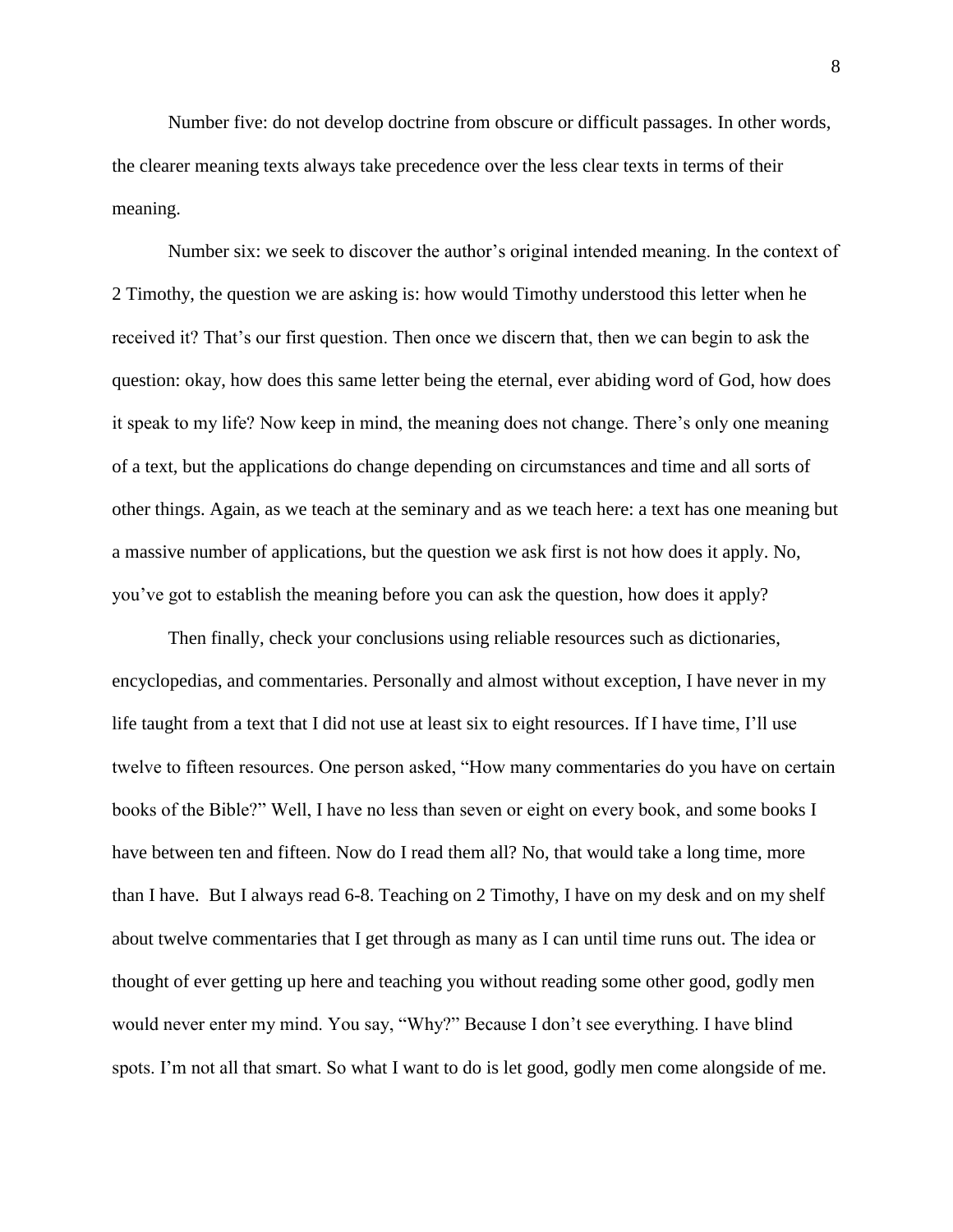Number five: do not develop doctrine from obscure or difficult passages. In other words, the clearer meaning texts always take precedence over the less clear texts in terms of their meaning.

Number six: we seek to discover the author's original intended meaning. In the context of 2 Timothy, the question we are asking is: how would Timothy understood this letter when he received it? That's our first question. Then once we discern that, then we can begin to ask the question: okay, how does this same letter being the eternal, ever abiding word of God, how does it speak to my life? Now keep in mind, the meaning does not change. There's only one meaning of a text, but the applications do change depending on circumstances and time and all sorts of other things. Again, as we teach at the seminary and as we teach here: a text has one meaning but a massive number of applications, but the question we ask first is not how does it apply. No, you've got to establish the meaning before you can ask the question, how does it apply?

Then finally, check your conclusions using reliable resources such as dictionaries, encyclopedias, and commentaries. Personally and almost without exception, I have never in my life taught from a text that I did not use at least six to eight resources. If I have time, I'll use twelve to fifteen resources. One person asked, "How many commentaries do you have on certain books of the Bible?" Well, I have no less than seven or eight on every book, and some books I have between ten and fifteen. Now do I read them all? No, that would take a long time, more than I have. But I always read 6-8. Teaching on 2 Timothy, I have on my desk and on my shelf about twelve commentaries that I get through as many as I can until time runs out. The idea or thought of ever getting up here and teaching you without reading some other good, godly men would never enter my mind. You say, "Why?" Because I don't see everything. I have blind spots. I'm not all that smart. So what I want to do is let good, godly men come alongside of me.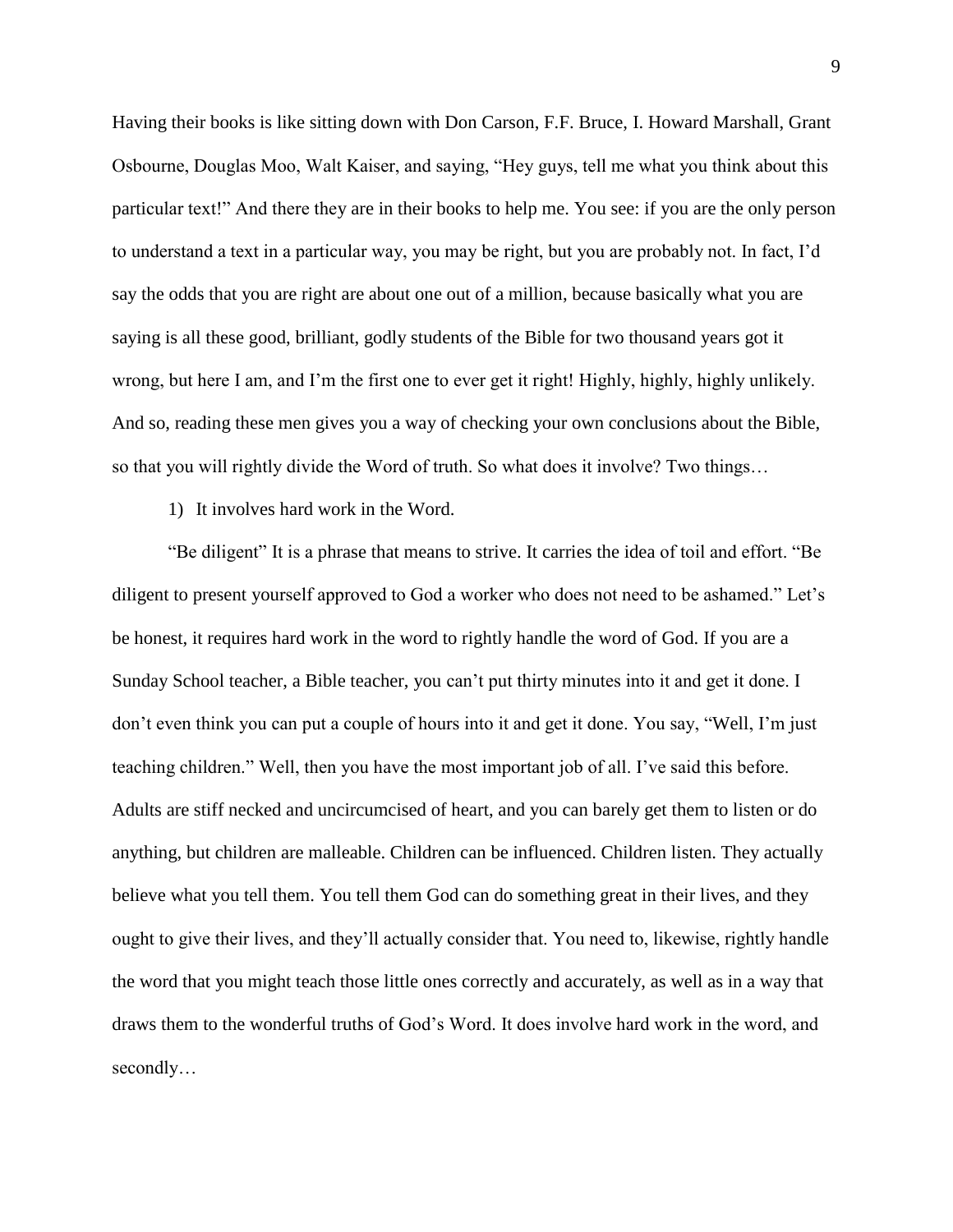Having their books is like sitting down with Don Carson, F.F. Bruce, I. Howard Marshall, Grant Osbourne, Douglas Moo, Walt Kaiser, and saying, "Hey guys, tell me what you think about this particular text!" And there they are in their books to help me. You see: if you are the only person to understand a text in a particular way, you may be right, but you are probably not. In fact, I'd say the odds that you are right are about one out of a million, because basically what you are saying is all these good, brilliant, godly students of the Bible for two thousand years got it wrong, but here I am, and I'm the first one to ever get it right! Highly, highly, highly unlikely. And so, reading these men gives you a way of checking your own conclusions about the Bible, so that you will rightly divide the Word of truth. So what does it involve? Two things…

1) It involves hard work in the Word.

"Be diligent" It is a phrase that means to strive. It carries the idea of toil and effort. "Be diligent to present yourself approved to God a worker who does not need to be ashamed." Let's be honest, it requires hard work in the word to rightly handle the word of God. If you are a Sunday School teacher, a Bible teacher, you can't put thirty minutes into it and get it done. I don't even think you can put a couple of hours into it and get it done. You say, "Well, I'm just teaching children." Well, then you have the most important job of all. I've said this before. Adults are stiff necked and uncircumcised of heart, and you can barely get them to listen or do anything, but children are malleable. Children can be influenced. Children listen. They actually believe what you tell them. You tell them God can do something great in their lives, and they ought to give their lives, and they'll actually consider that. You need to, likewise, rightly handle the word that you might teach those little ones correctly and accurately, as well as in a way that draws them to the wonderful truths of God's Word. It does involve hard work in the word, and secondly…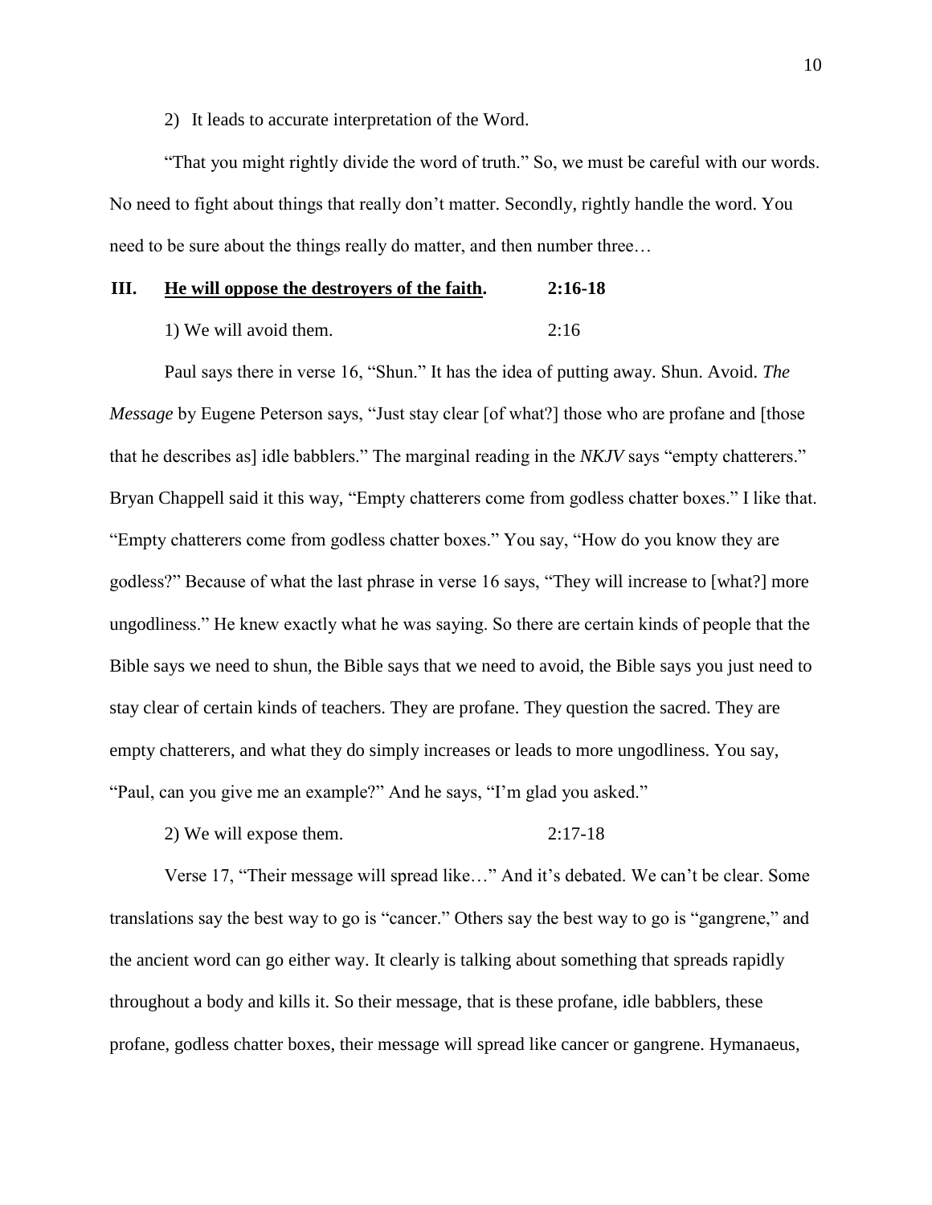2) It leads to accurate interpretation of the Word.

"That you might rightly divide the word of truth." So, we must be careful with our words. No need to fight about things that really don't matter. Secondly, rightly handle the word. You need to be sure about the things really do matter, and then number three…

## III. <u>He will oppose the destroyers of the faith</u>. 2:16-18

1) We will avoid them. 2:16

Paul says there in verse 16, "Shun." It has the idea of putting away. Shun. Avoid. *The Message* by Eugene Peterson says, "Just stay clear [of what?] those who are profane and [those that he describes as] idle babblers." The marginal reading in the *NKJV* says "empty chatterers." Bryan Chappell said it this way, "Empty chatterers come from godless chatter boxes." I like that. "Empty chatterers come from godless chatter boxes." You say, "How do you know they are godless?" Because of what the last phrase in verse 16 says, "They will increase to [what?] more ungodliness." He knew exactly what he was saying. So there are certain kinds of people that the Bible says we need to shun, the Bible says that we need to avoid, the Bible says you just need to stay clear of certain kinds of teachers. They are profane. They question the sacred. They are empty chatterers, and what they do simply increases or leads to more ungodliness. You say, "Paul, can you give me an example?" And he says, "I'm glad you asked."

2) We will expose them. 2:17-18

Verse 17, "Their message will spread like…" And it's debated. We can't be clear. Some translations say the best way to go is "cancer." Others say the best way to go is "gangrene," and the ancient word can go either way. It clearly is talking about something that spreads rapidly throughout a body and kills it. So their message, that is these profane, idle babblers, these profane, godless chatter boxes, their message will spread like cancer or gangrene. Hymanaeus,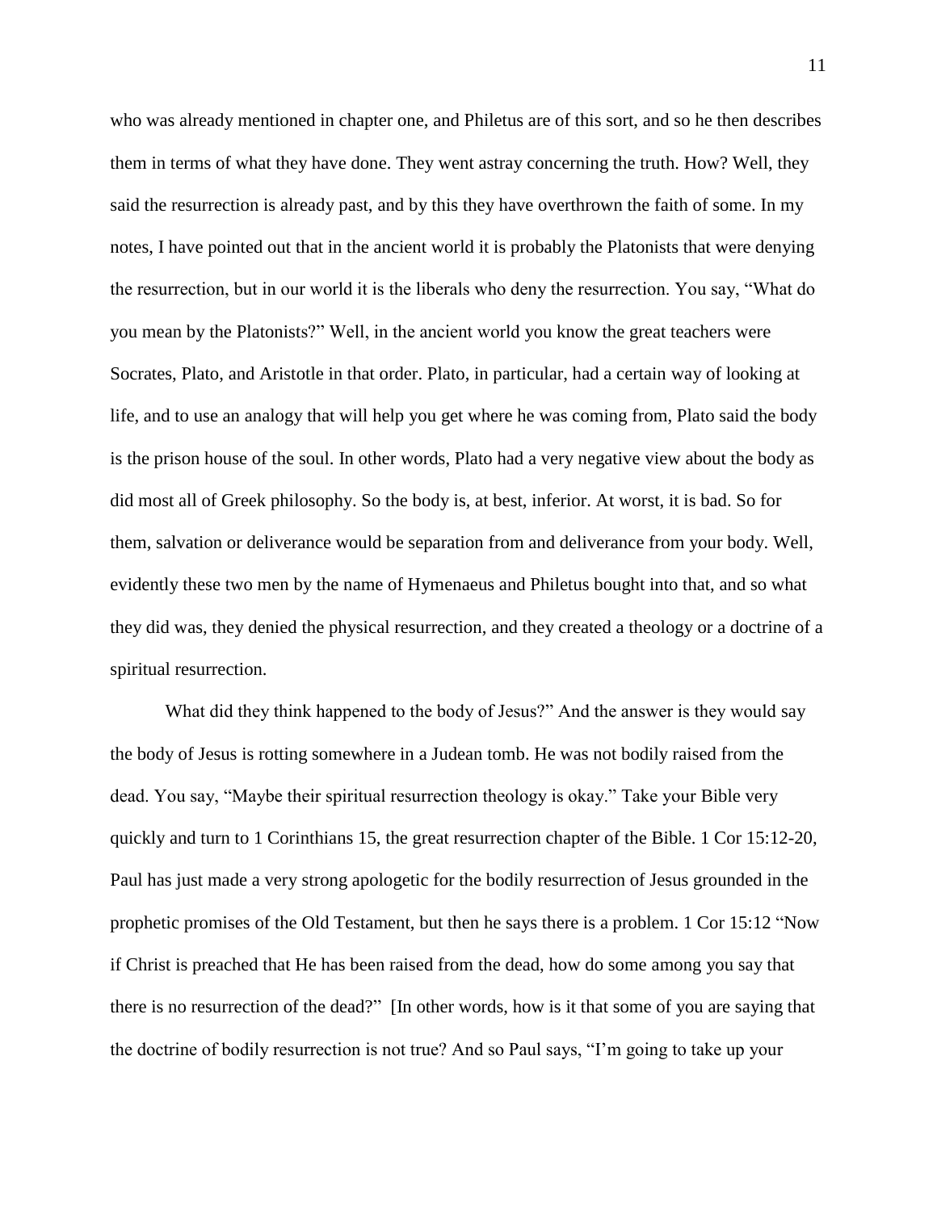who was already mentioned in chapter one, and Philetus are of this sort, and so he then describes them in terms of what they have done. They went astray concerning the truth. How? Well, they said the resurrection is already past, and by this they have overthrown the faith of some. In my notes, I have pointed out that in the ancient world it is probably the Platonists that were denying the resurrection, but in our world it is the liberals who deny the resurrection. You say, "What do you mean by the Platonists?" Well, in the ancient world you know the great teachers were Socrates, Plato, and Aristotle in that order. Plato, in particular, had a certain way of looking at life, and to use an analogy that will help you get where he was coming from, Plato said the body is the prison house of the soul. In other words, Plato had a very negative view about the body as did most all of Greek philosophy. So the body is, at best, inferior. At worst, it is bad. So for them, salvation or deliverance would be separation from and deliverance from your body. Well, evidently these two men by the name of Hymenaeus and Philetus bought into that, and so what they did was, they denied the physical resurrection, and they created a theology or a doctrine of a spiritual resurrection.

What did they think happened to the body of Jesus?" And the answer is they would say the body of Jesus is rotting somewhere in a Judean tomb. He was not bodily raised from the dead. You say, "Maybe their spiritual resurrection theology is okay." Take your Bible very quickly and turn to 1 Corinthians 15, the great resurrection chapter of the Bible. 1 Cor 15:12-20, Paul has just made a very strong apologetic for the bodily resurrection of Jesus grounded in the prophetic promises of the Old Testament, but then he says there is a problem. 1 Cor 15:12 "Now if Christ is preached that He has been raised from the dead, how do some among you say that there is no resurrection of the dead?" [In other words, how is it that some of you are saying that the doctrine of bodily resurrection is not true? And so Paul says, "I'm going to take up your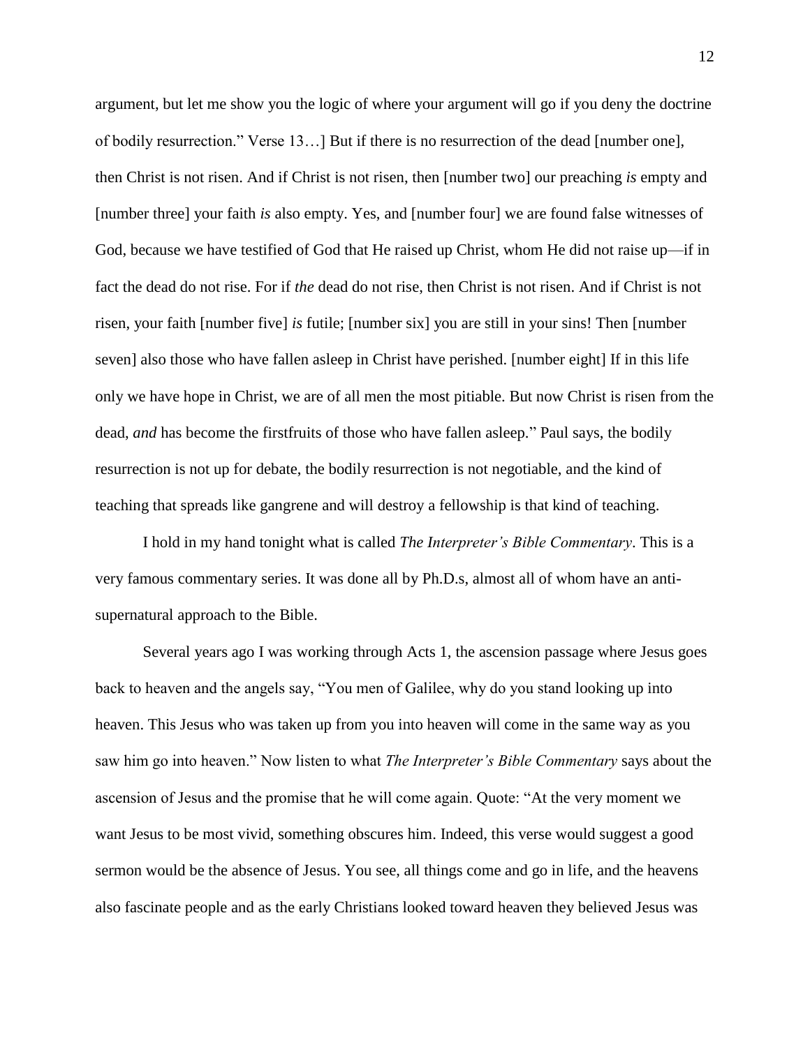argument, but let me show you the logic of where your argument will go if you deny the doctrine of bodily resurrection." Verse 13…] But if there is no resurrection of the dead [number one], then Christ is not risen. And if Christ is not risen, then [number two] our preaching *is* empty and [number three] your faith *is* also empty. Yes, and [number four] we are found false witnesses of God, because we have testified of God that He raised up Christ, whom He did not raise up—if in fact the dead do not rise. For if *the* dead do not rise, then Christ is not risen. And if Christ is not risen, your faith [number five] *is* futile; [number six] you are still in your sins! Then [number seven] also those who have fallen asleep in Christ have perished. [number eight] If in this life only we have hope in Christ, we are of all men the most pitiable. But now Christ is risen from the dead, *and* has become the firstfruits of those who have fallen asleep." Paul says, the bodily resurrection is not up for debate, the bodily resurrection is not negotiable, and the kind of teaching that spreads like gangrene and will destroy a fellowship is that kind of teaching.

I hold in my hand tonight what is called *The Interpreter's Bible Commentary*. This is a very famous commentary series. It was done all by Ph.D.s, almost all of whom have an anti-supernatural approach to the Bible.

Several years ago I was working through Acts 1, the ascension passage where Jesus goes back to heaven and the angels say, "You men of Galilee, why do you stand looking up into heaven. This Jesus who was taken up from you into heaven will come in the same way as you saw him go into heaven." Now listen to what *The Interpreter's Bible Commentary* says about the ascension of Jesus and the promise that he will come again. Quote: "At the very moment we want Jesus to be most vivid, something obscures him. Indeed, this verse would suggest a good sermon would be the absence of Jesus. You see, all things come and go in life, and the heavens also fascinate people and as the early Christians looked toward heaven they believed Jesus was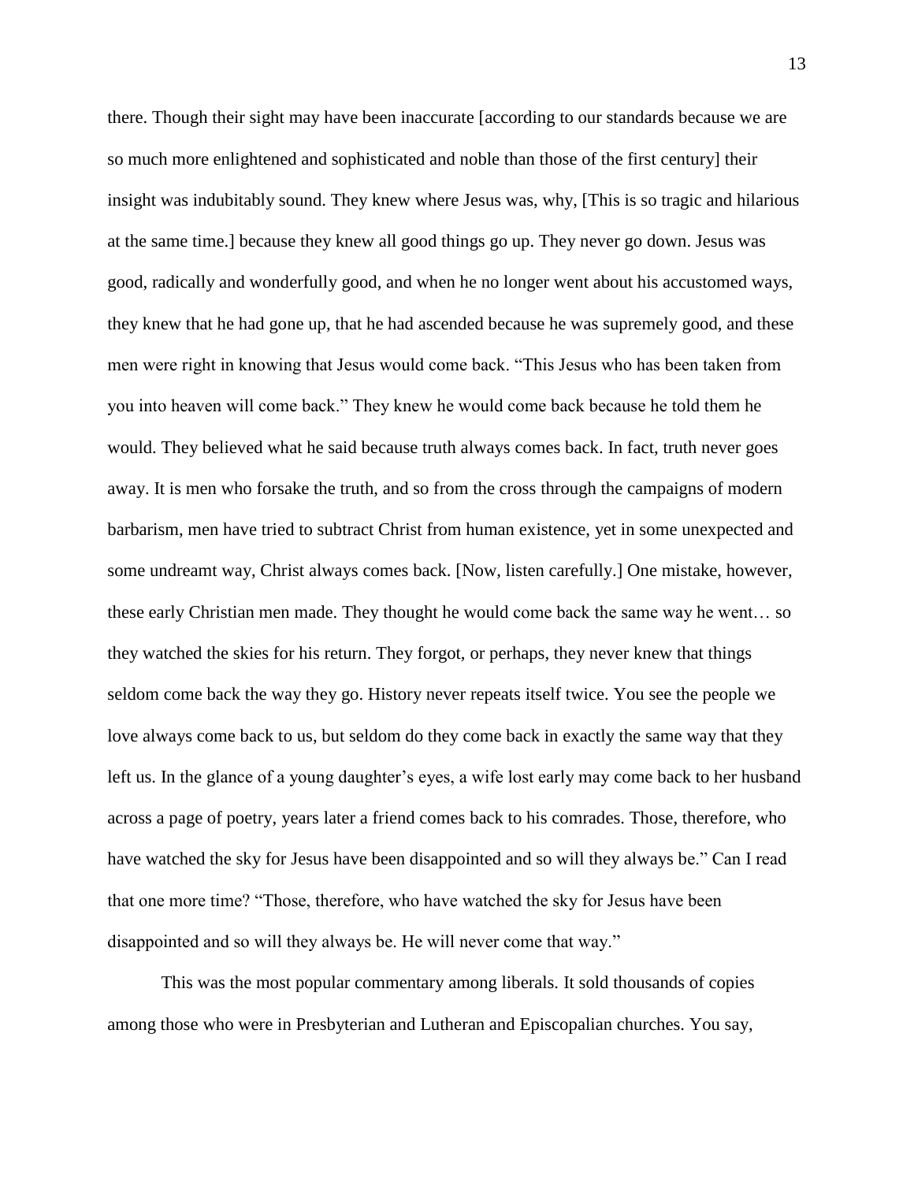there. Though their sight may have been inaccurate [according to our standards because we are so much more enlightened and sophisticated and noble than those of the first century] their insight was indubitably sound. They knew where Jesus was, why, [This is so tragic and hilarious at the same time.] because they knew all good things go up. They never go down. Jesus was good, radically and wonderfully good, and when he no longer went about his accustomed ways, they knew that he had gone up, that he had ascended because he was supremely good, and these men were right in knowing that Jesus would come back. "This Jesus who has been taken from you into heaven will come back." They knew he would come back because he told them he would. They believed what he said because truth always comes back. In fact, truth never goes away. It is men who forsake the truth, and so from the cross through the campaigns of modern barbarism, men have tried to subtract Christ from human existence, yet in some unexpected and some undreamt way, Christ always comes back. [Now, listen carefully.] One mistake, however, these early Christian men made. They thought he would come back the same way he went… so they watched the skies for his return. They forgot, or perhaps, they never knew that things seldom come back the way they go. History never repeats itself twice. You see the people we love always come back to us, but seldom do they come back in exactly the same way that they left us. In the glance of a young daughter's eyes, a wife lost early may come back to her husband across a page of poetry, years later a friend comes back to his comrades. Those, therefore, who have watched the sky for Jesus have been disappointed and so will they always be." Can I read that one more time? "Those, therefore, who have watched the sky for Jesus have been disappointed and so will they always be. He will never come that way."

This was the most popular commentary among liberals. It sold thousands of copies among those who were in Presbyterian and Lutheran and Episcopalian churches. You say,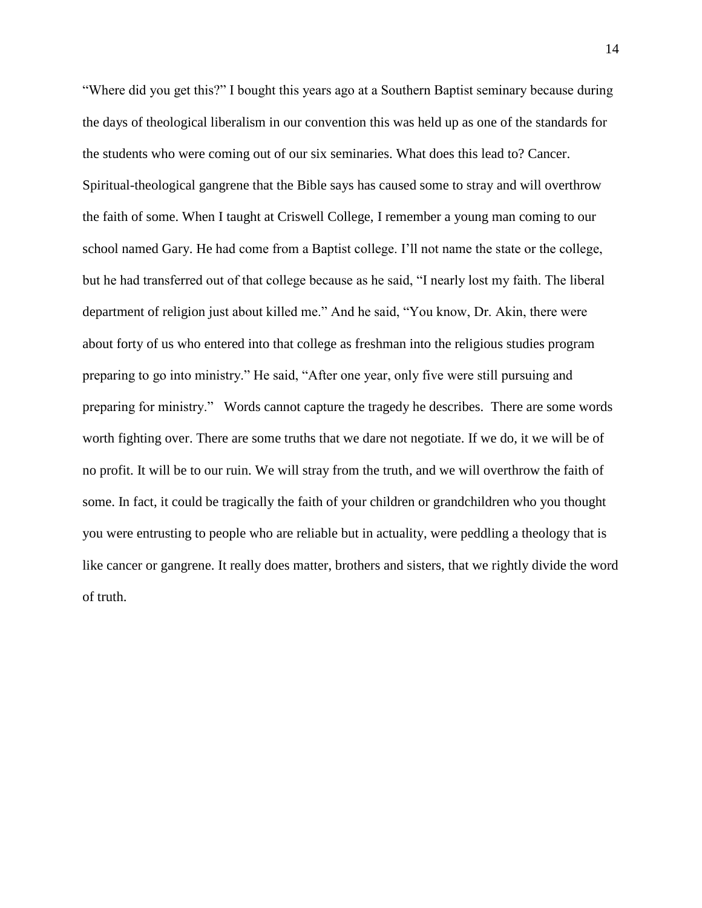"Where did you get this?" I bought this years ago at a Southern Baptist seminary because during the days of theological liberalism in our convention this was held up as one of the standards for the students who were coming out of our six seminaries. What does this lead to? Cancer. Spiritual-theological gangrene that the Bible says has caused some to stray and will overthrow the faith of some. When I taught at Criswell College, I remember a young man coming to our school named Gary. He had come from a Baptist college. I'll not name the state or the college, but he had transferred out of that college because as he said, "I nearly lost my faith. The liberal department of religion just about killed me." And he said, "You know, Dr. Akin, there were about forty of us who entered into that college as freshman into the religious studies program preparing to go into ministry." He said, "After one year, only five were still pursuing and preparing for ministry." Words cannot capture the tragedy he describes. There are some words worth fighting over. There are some truths that we dare not negotiate. If we do, it we will be of no profit. It will be to our ruin. We will stray from the truth, and we will overthrow the faith of some. In fact, it could be tragically the faith of your children or grandchildren who you thought you were entrusting to people who are reliable but in actuality, were peddling a theology that is like cancer or gangrene. It really does matter, brothers and sisters, that we rightly divide the word of truth.